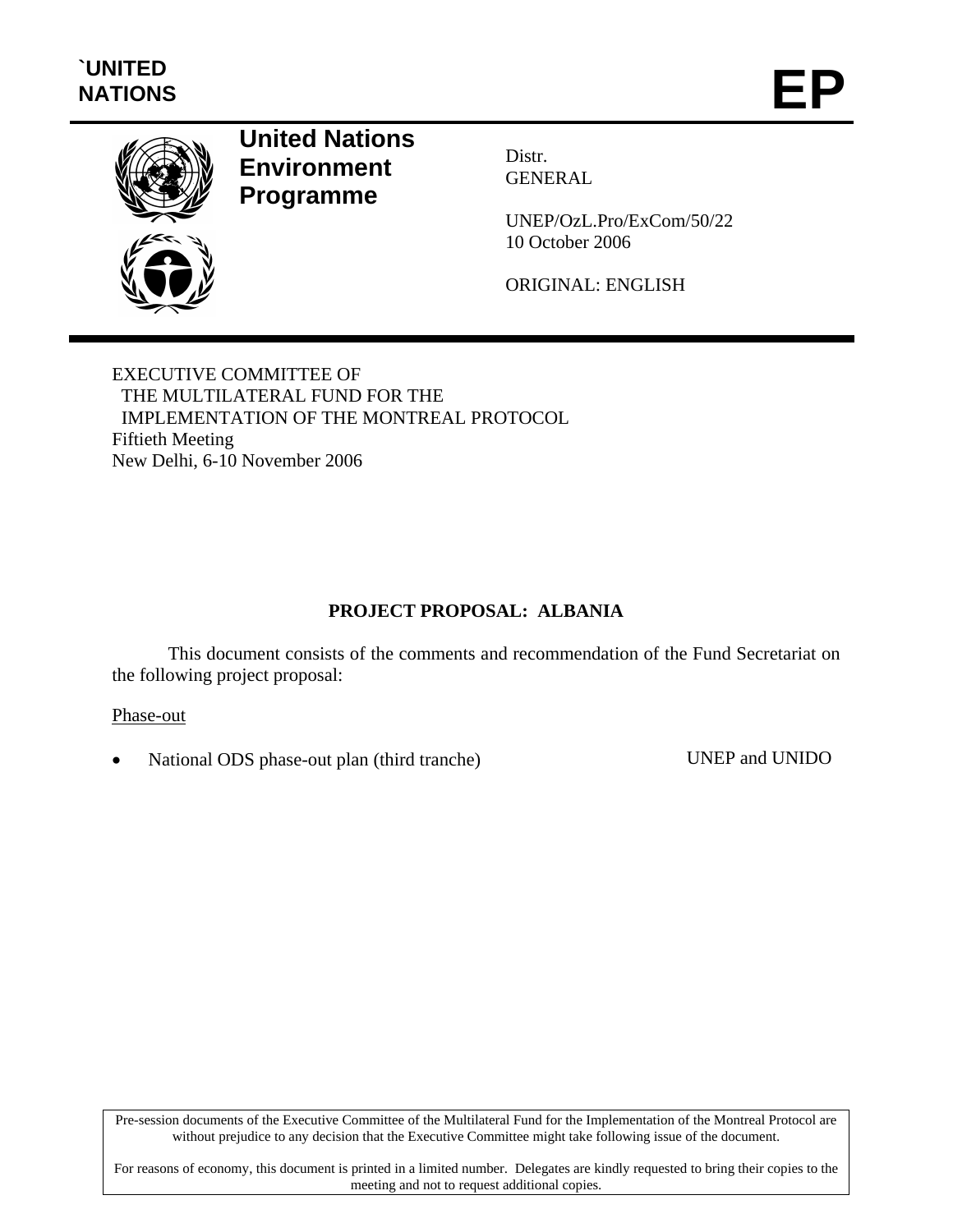`UNITED NATIONS

# EP

**United Nations Environment Programme**

Distr.
GENERAL

UNEP/OzL.Pro/ExCom/50/22
10 October 2006

ORIGINAL: ENGLISH

EXECUTIVE COMMITTEE OF
THE MULTILATERAL FUND FOR THE
IMPLEMENTATION OF THE MONTREAL PROTOCOL
Fiftieth Meeting
New Delhi, 6-10 November 2006

## PROJECT PROPOSAL: ALBANIA

This document consists of the comments and recommendation of the Fund Secretariat on the following project proposal:

Phase-out

- National ODS phase-out plan (third tranche) UNEP and UNIDO

Pre-session documents of the Executive Committee of the Multilateral Fund for the Implementation of the Montreal Protocol are without prejudice to any decision that the Executive Committee might take following issue of the document.

For reasons of economy, this document is printed in a limited number. Delegates are kindly requested to bring their copies to the meeting and not to request additional copies.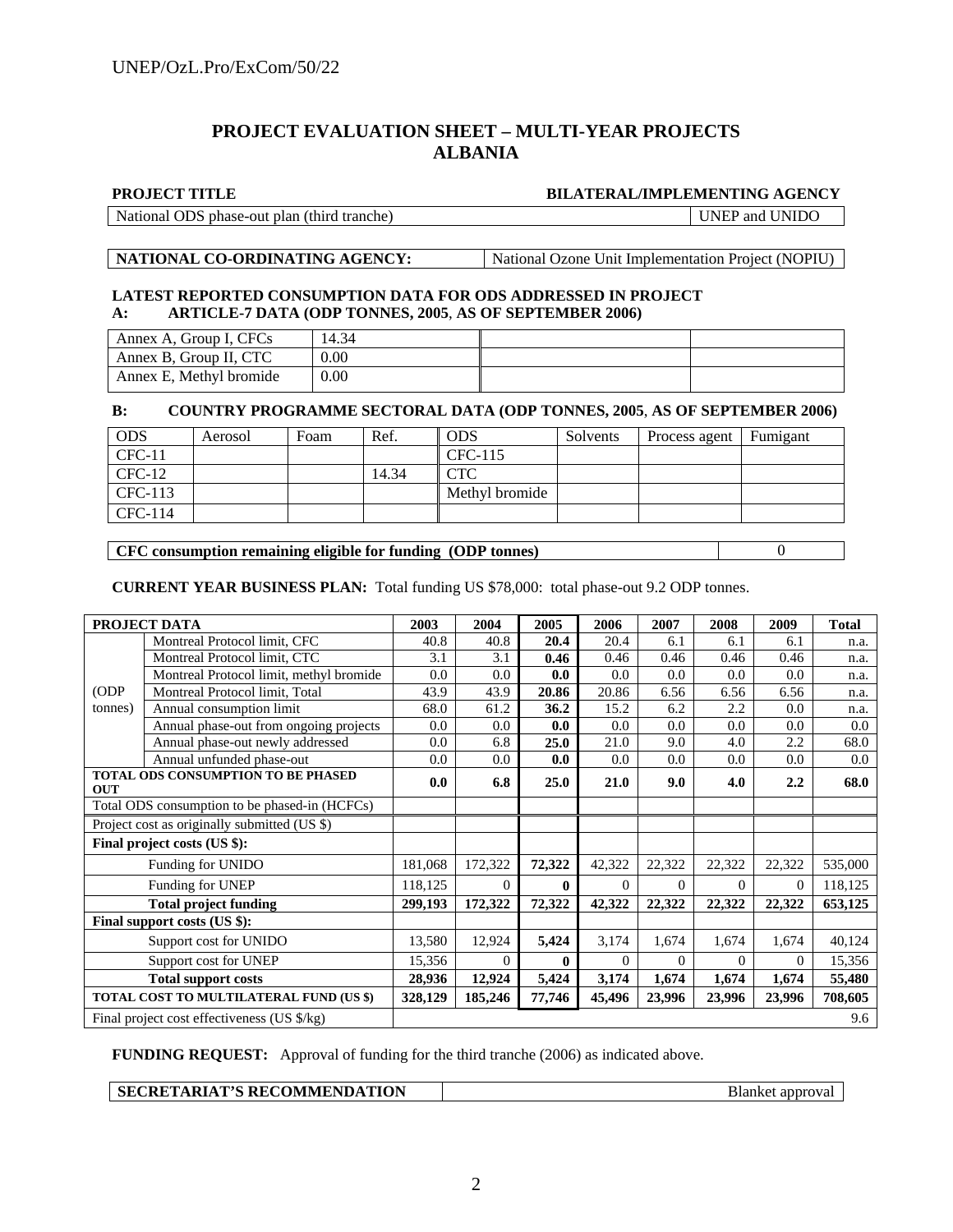UNEP/OzL.Pro/ExCom/50/22

# PROJECT EVALUATION SHEET – MULTI-YEAR PROJECTS
# ALBANIA

| PROJECT TITLE | BILATERAL/IMPLEMENTING AGENCY |
|---|---|
| National ODS phase-out plan (third tranche) | UNEP and UNIDO |

| NATIONAL CO-ORDINATING AGENCY: | National Ozone Unit Implementation Project (NOPIU) |
|---|---|

**LATEST REPORTED CONSUMPTION DATA FOR ODS ADDRESSED IN PROJECT**
**A: ARTICLE-7 DATA (ODP TONNES, 2005, AS OF SEPTEMBER 2006)**

| | | | |
|---|---|---|---|
| Annex A, Group I, CFCs | 14.34 | | |
| Annex B, Group II, CTC | 0.00 | | |
| Annex E, Methyl bromide | 0.00 | | |

**B: COUNTRY PROGRAMME SECTORAL DATA (ODP TONNES, 2005, AS OF SEPTEMBER 2006)**

| ODS | Aerosol | Foam | Ref. | ODS | Solvents | Process agent | Fumigant |
|---|---|---|---|---|---|---|---|
| CFC-11 | | | | CFC-115 | | | |
| CFC-12 | | | 14.34 | CTC | | | |
| CFC-113 | | | | Methyl bromide | | | |
| CFC-114 | | | | | | | |

| CFC consumption remaining eligible for funding (ODP tonnes) | 0 |
|---|---|

**CURRENT YEAR BUSINESS PLAN:** Total funding US $78,000: total phase-out 9.2 ODP tonnes.

| PROJECT DATA | | 2003 | 2004 | 2005 | 2006 | 2007 | 2008 | 2009 | Total |
|---|---|---|---|---|---|---|---|---|---|
| (ODP tonnes) | Montreal Protocol limit, CFC | 40.8 | 40.8 | **20.4** | 20.4 | 6.1 | 6.1 | 6.1 | n.a. |
| | Montreal Protocol limit, CTC | 3.1 | 3.1 | **0.46** | 0.46 | 0.46 | 0.46 | 0.46 | n.a. |
| | Montreal Protocol limit, methyl bromide | 0.0 | 0.0 | **0.0** | 0.0 | 0.0 | 0.0 | 0.0 | n.a. |
| | Montreal Protocol limit, Total | 43.9 | 43.9 | **20.86** | 20.86 | 6.56 | 6.56 | 6.56 | n.a. |
| | Annual consumption limit | 68.0 | 61.2 | **36.2** | 15.2 | 6.2 | 2.2 | 0.0 | n.a. |
| | Annual phase-out from ongoing projects | 0.0 | 0.0 | **0.0** | 0.0 | 0.0 | 0.0 | 0.0 | 0.0 |
| | Annual phase-out newly addressed | 0.0 | 6.8 | **25.0** | 21.0 | 9.0 | 4.0 | 2.2 | 68.0 |
| | Annual unfunded phase-out | 0.0 | 0.0 | **0.0** | 0.0 | 0.0 | 0.0 | 0.0 | 0.0 |
| **TOTAL ODS CONSUMPTION TO BE PHASED OUT** | | **0.0** | **6.8** | **25.0** | **21.0** | **9.0** | **4.0** | **2.2** | **68.0** |
| Total ODS consumption to be phased-in (HCFCs) | | | | | | | | | |
| Project cost as originally submitted (US $) | | | | | | | | | |
| ***Final project costs (US $):*** | | | | | | | | | |
| | Funding for UNIDO | 181,068 | 172,322 | **72,322** | 42,322 | 22,322 | 22,322 | 22,322 | 535,000 |
| | Funding for UNEP | 118,125 | 0 | **0** | 0 | 0 | 0 | 0 | 118,125 |
| | **Total project funding** | **299,193** | **172,322** | **72,322** | **42,322** | **22,322** | **22,322** | **22,322** | **653,125** |
| ***Final support costs (US $):*** | | | | | | | | | |
| | Support cost for UNIDO | 13,580 | 12,924 | **5,424** | 3,174 | 1,674 | 1,674 | 1,674 | 40,124 |
| | Support cost for UNEP | 15,356 | 0 | **0** | 0 | 0 | 0 | 0 | 15,356 |
| | **Total support costs** | **28,936** | **12,924** | **5,424** | **3,174** | **1,674** | **1,674** | **1,674** | **55,480** |
| **TOTAL COST TO MULTILATERAL FUND (US $)** | | **328,129** | **185,246** | **77,746** | **45,496** | **23,996** | **23,996** | **23,996** | **708,605** |
| Final project cost effectiveness (US $/kg) | | | | | | | | | 9.6 |

**FUNDING REQUEST:** Approval of funding for the third tranche (2006) as indicated above.

| SECRETARIAT'S RECOMMENDATION | Blanket approval |
|---|---|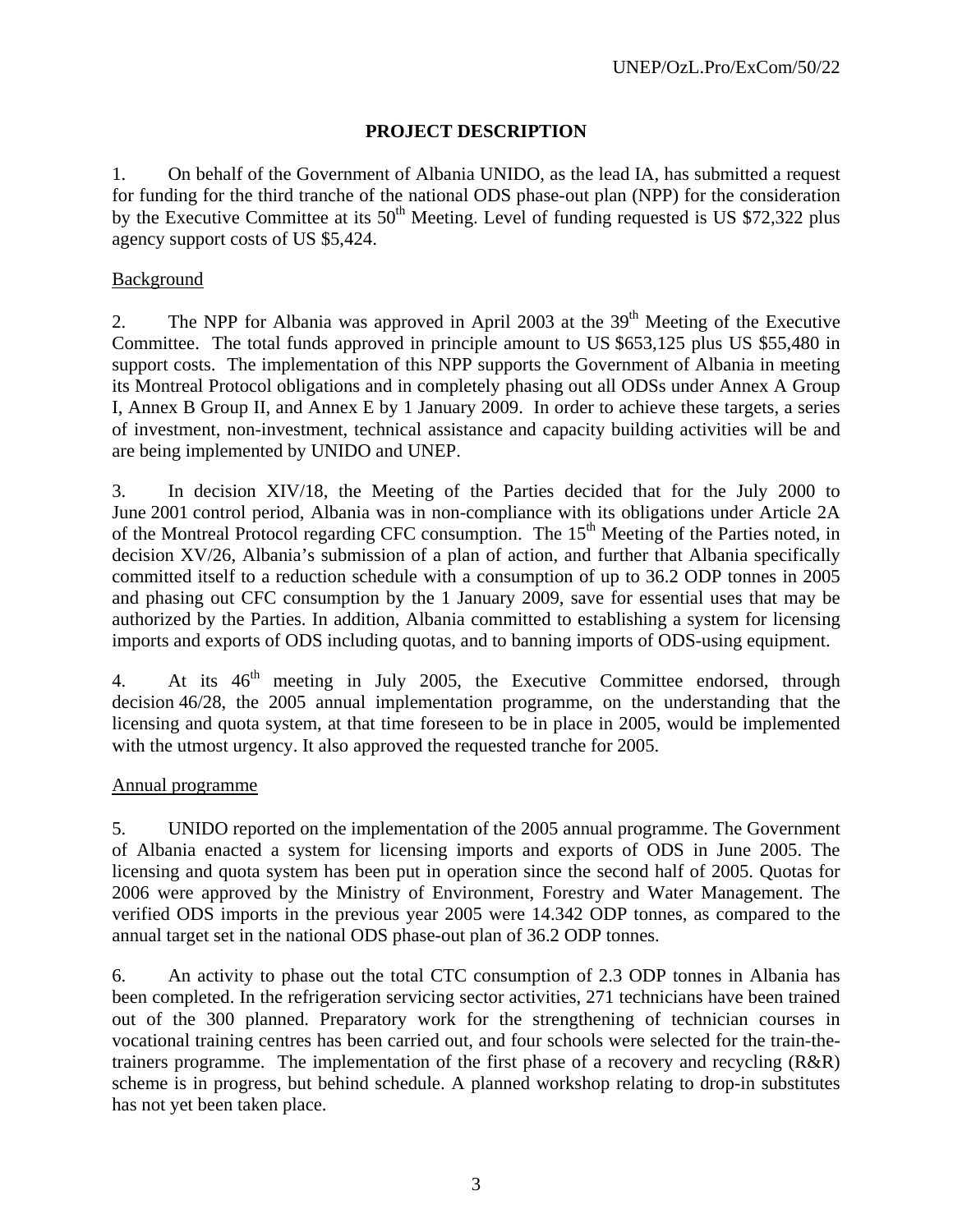# PROJECT DESCRIPTION

1. On behalf of the Government of Albania UNIDO, as the lead IA, has submitted a request for funding for the third tranche of the national ODS phase-out plan (NPP) for the consideration by the Executive Committee at its 50th Meeting. Level of funding requested is US $72,322 plus agency support costs of US $5,424.

## Background

2. The NPP for Albania was approved in April 2003 at the 39th Meeting of the Executive Committee. The total funds approved in principle amount to US $653,125 plus US $55,480 in support costs. The implementation of this NPP supports the Government of Albania in meeting its Montreal Protocol obligations and in completely phasing out all ODSs under Annex A Group I, Annex B Group II, and Annex E by 1 January 2009. In order to achieve these targets, a series of investment, non-investment, technical assistance and capacity building activities will be and are being implemented by UNIDO and UNEP.

3. In decision XIV/18, the Meeting of the Parties decided that for the July 2000 to June 2001 control period, Albania was in non-compliance with its obligations under Article 2A of the Montreal Protocol regarding CFC consumption. The 15th Meeting of the Parties noted, in decision XV/26, Albania's submission of a plan of action, and further that Albania specifically committed itself to a reduction schedule with a consumption of up to 36.2 ODP tonnes in 2005 and phasing out CFC consumption by the 1 January 2009, save for essential uses that may be authorized by the Parties. In addition, Albania committed to establishing a system for licensing imports and exports of ODS including quotas, and to banning imports of ODS-using equipment.

4. At its 46th meeting in July 2005, the Executive Committee endorsed, through decision 46/28, the 2005 annual implementation programme, on the understanding that the licensing and quota system, at that time foreseen to be in place in 2005, would be implemented with the utmost urgency. It also approved the requested tranche for 2005.

## Annual programme

5. UNIDO reported on the implementation of the 2005 annual programme. The Government of Albania enacted a system for licensing imports and exports of ODS in June 2005. The licensing and quota system has been put in operation since the second half of 2005. Quotas for 2006 were approved by the Ministry of Environment, Forestry and Water Management. The verified ODS imports in the previous year 2005 were 14.342 ODP tonnes, as compared to the annual target set in the national ODS phase-out plan of 36.2 ODP tonnes.

6. An activity to phase out the total CTC consumption of 2.3 ODP tonnes in Albania has been completed. In the refrigeration servicing sector activities, 271 technicians have been trained out of the 300 planned. Preparatory work for the strengthening of technician courses in vocational training centres has been carried out, and four schools were selected for the train-the-trainers programme. The implementation of the first phase of a recovery and recycling (R&R) scheme is in progress, but behind schedule. A planned workshop relating to drop-in substitutes has not yet been taken place.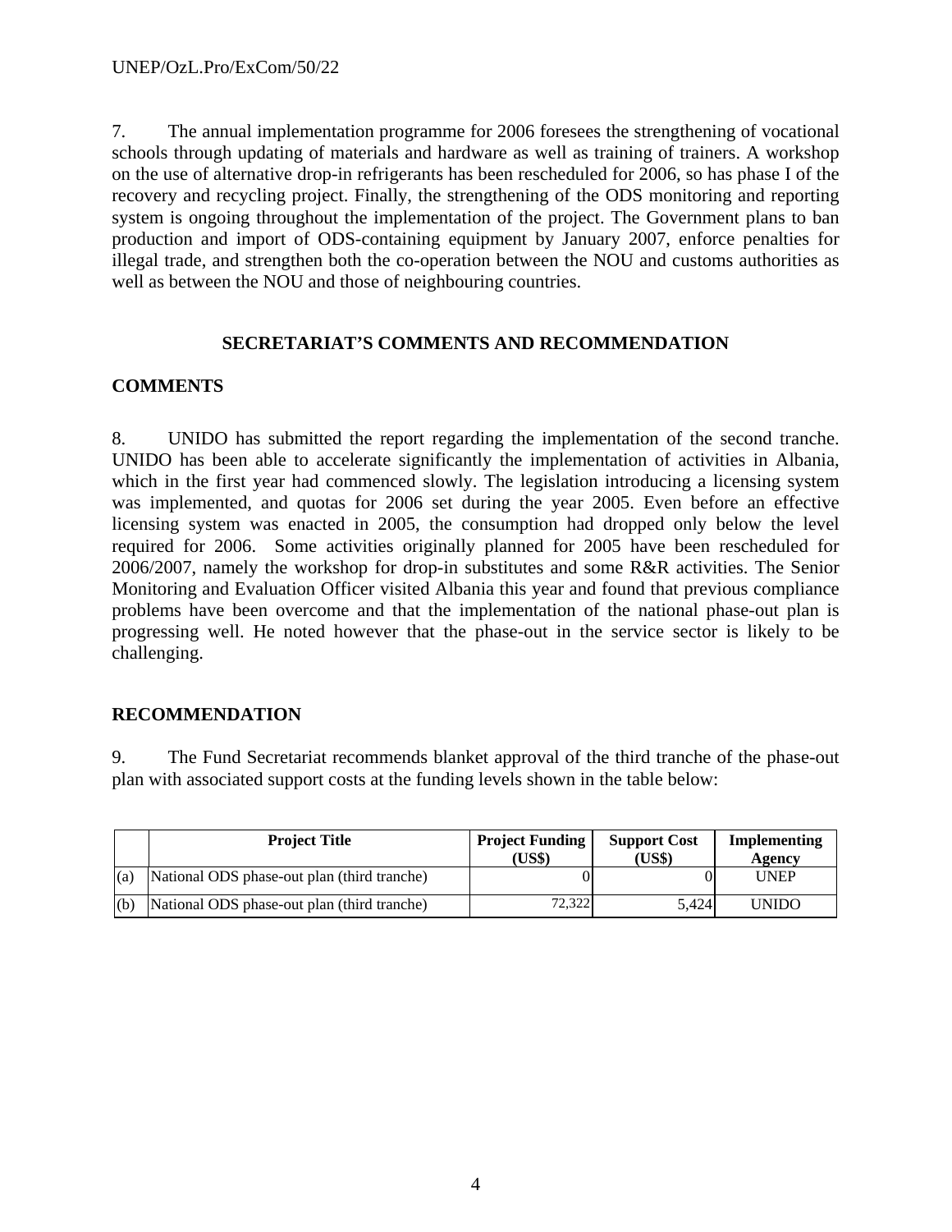7. The annual implementation programme for 2006 foresees the strengthening of vocational schools through updating of materials and hardware as well as training of trainers. A workshop on the use of alternative drop-in refrigerants has been rescheduled for 2006, so has phase I of the recovery and recycling project. Finally, the strengthening of the ODS monitoring and reporting system is ongoing throughout the implementation of the project. The Government plans to ban production and import of ODS-containing equipment by January 2007, enforce penalties for illegal trade, and strengthen both the co-operation between the NOU and customs authorities as well as between the NOU and those of neighbouring countries.

## SECRETARIAT'S COMMENTS AND RECOMMENDATION

### COMMENTS

8. UNIDO has submitted the report regarding the implementation of the second tranche. UNIDO has been able to accelerate significantly the implementation of activities in Albania, which in the first year had commenced slowly. The legislation introducing a licensing system was implemented, and quotas for 2006 set during the year 2005. Even before an effective licensing system was enacted in 2005, the consumption had dropped only below the level required for 2006. Some activities originally planned for 2005 have been rescheduled for 2006/2007, namely the workshop for drop-in substitutes and some R&R activities. The Senior Monitoring and Evaluation Officer visited Albania this year and found that previous compliance problems have been overcome and that the implementation of the national phase-out plan is progressing well. He noted however that the phase-out in the service sector is likely to be challenging.

### RECOMMENDATION

9. The Fund Secretariat recommends blanket approval of the third tranche of the phase-out plan with associated support costs at the funding levels shown in the table below:

| | Project Title | Project Funding (US$) | Support Cost (US$) | Implementing Agency |
|---|---|---|---|---|
| (a) | National ODS phase-out plan (third tranche) | 0 | 0 | UNEP |
| (b) | National ODS phase-out plan (third tranche) | 72,322 | 5,424 | UNIDO |